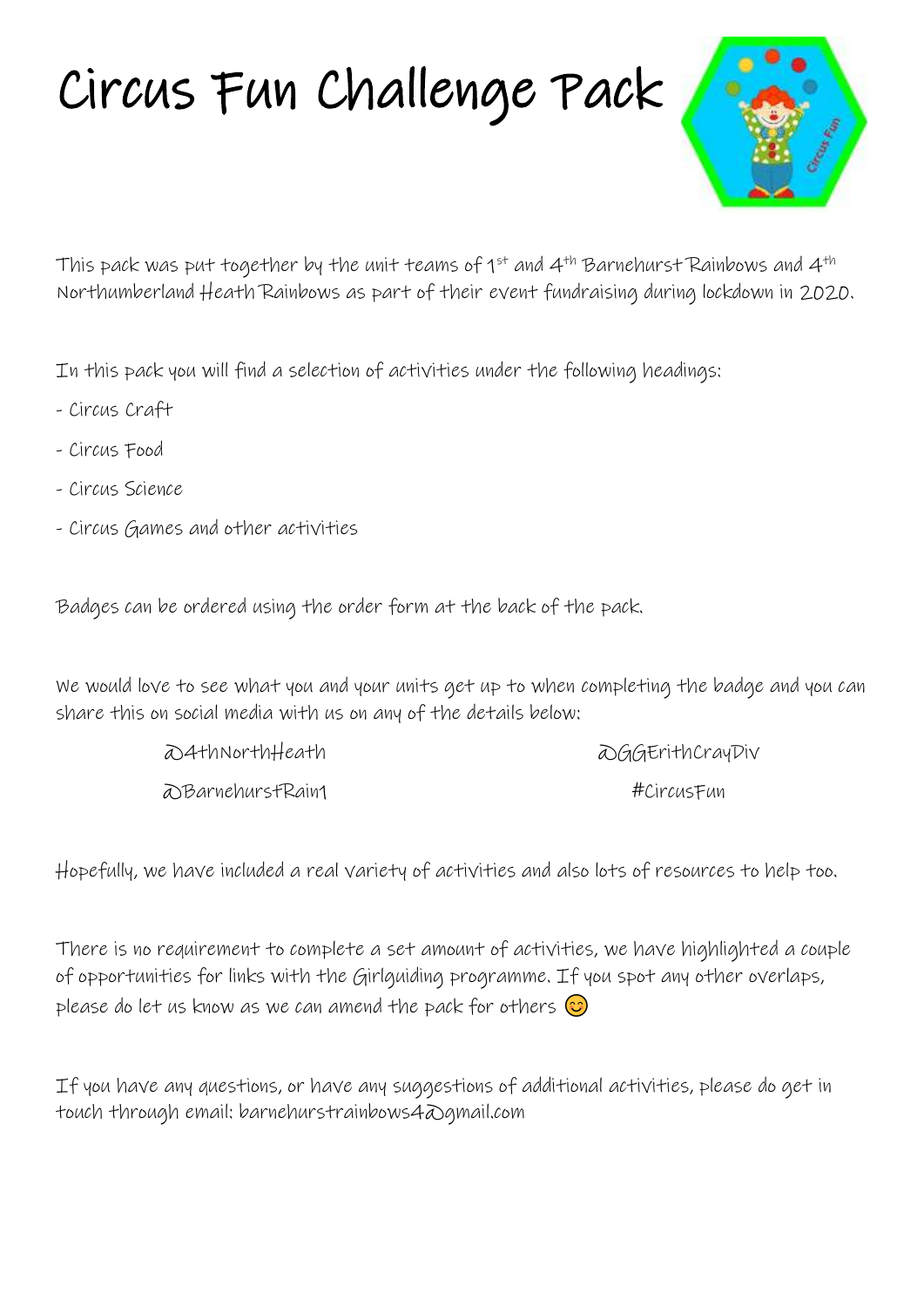# Circus Fun Challenge Pack

This pack was put together by the unit teams of 1st and 4th Barnehurst Rainbows and 4th Northumberland Heath Rainbows as part of their event fundraising during lockdown in 2020.

In this pack you will find a selection of activities under the following headings:

- Circus Craft
- Circus Food
- Circus Science
- Circus Games and other activities

Badges can be ordered using the order form at the back of the pack.

We would love to see what you and your units get up to when completing the badge and you can share this on social media with us on any of the details below:

@4thNorthHeath

@BarnehurstRain1

@GGErithCrayDiv

#CircusFun

Hopefully, we have included a real variety of activities and also lots of resources to help too.

There is no requirement to complete a set amount of activities, we have highlighted a couple of opportunities for links with the Girlguiding programme. If you spot any other overlaps, please do let us know as we can amend the pack for others 😊

If you have any questions, or have any suggestions of additional activities, please do get in touch through email: barnehurstrainbows4@gmail.com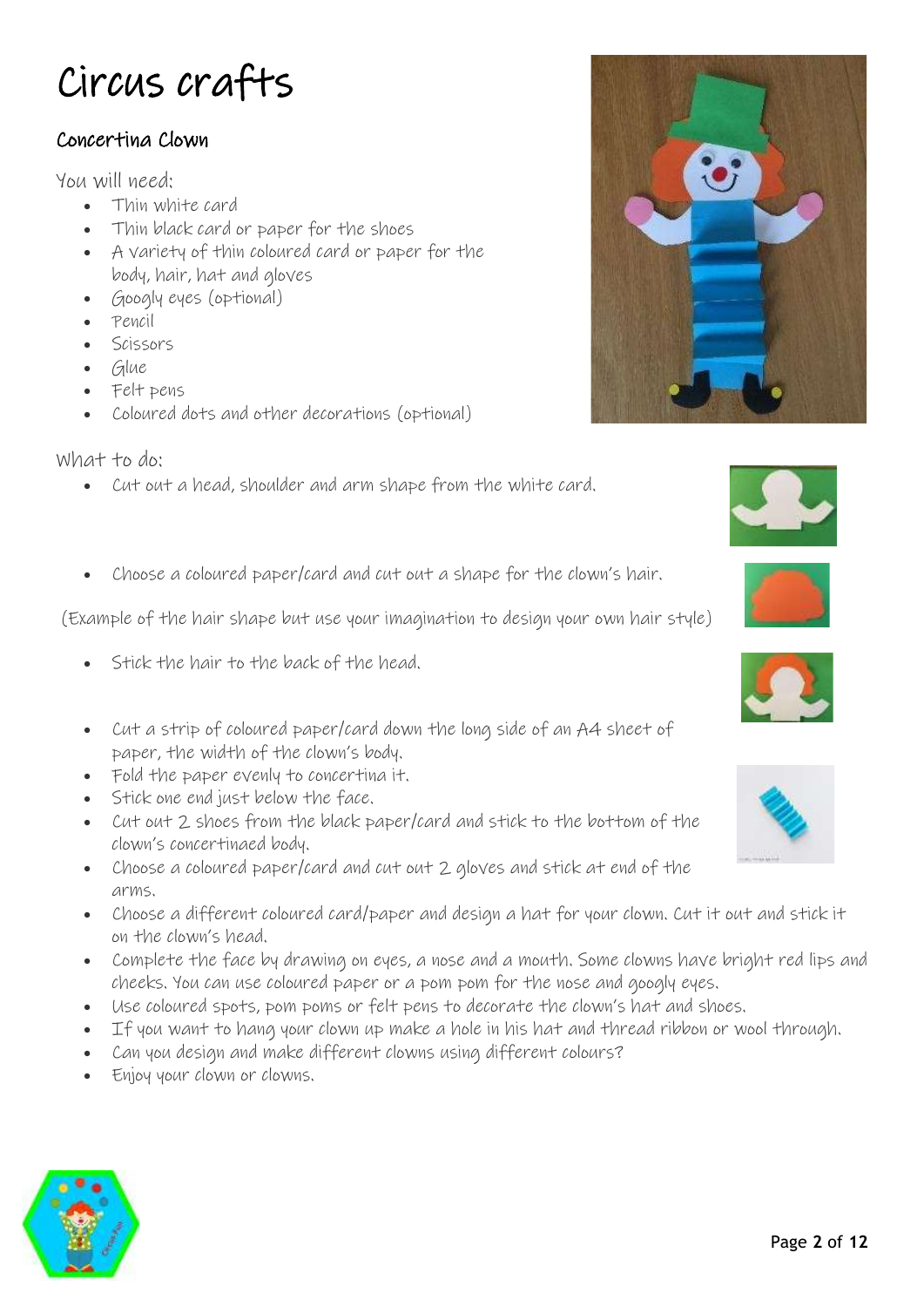# Circus crafts

## Concertina Clown

You will need:

- Thin white card
- Thin black card or paper for the shoes
- A variety of thin coloured card or paper for the body, hair, hat and gloves
- Googly eyes (optional)
- Pencil
- Scissors
- Glue
- Felt pens
- Coloured dots and other decorations (optional)

What to do:

- Cut out a head, shoulder and arm shape from the white card.
- Choose a coloured paper/card and cut out a shape for the clown's hair.

(Example of the hair shape but use your imagination to design your own hair style)

- Stick the hair to the back of the head.
- Cut a strip of coloured paper/card down the long side of an A4 sheet of paper, the width of the clown's body.
- Fold the paper evenly to concertina it.
- Stick one end just below the face.
- Cut out 2 shoes from the black paper/card and stick to the bottom of the clown's concertinaed body.
- Choose a coloured paper/card and cut out 2 gloves and stick at end of the arms.
- Choose a different coloured card/paper and design a hat for your clown. Cut it out and stick it on the clown's head.
- Complete the face by drawing on eyes, a nose and a mouth. Some clowns have bright red lips and cheeks. You can use coloured paper or a pom pom for the nose and googly eyes.
- Use coloured spots, pom poms or felt pens to decorate the clown's hat and shoes.
- If you want to hang your clown up make a hole in his hat and thread ribbon or wool through.
- Can you design and make different clowns using different colours?
- Enjoy your clown or clowns.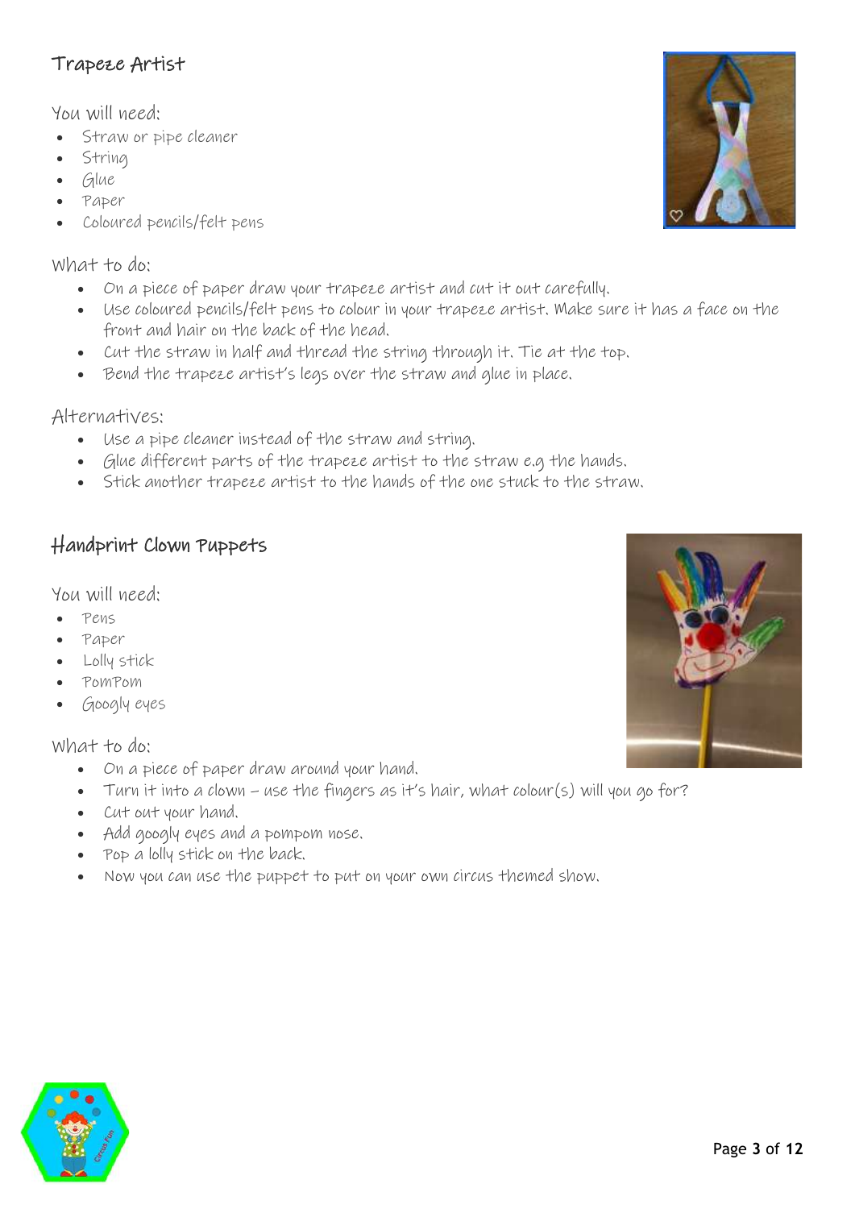## Trapeze Artist

You will need:

- Straw or pipe cleaner
- String
- Glue
- Paper
- Coloured pencils/felt pens

What to do:

- On a piece of paper draw your trapeze artist and cut it out carefully.
- Use coloured pencils/felt pens to colour in your trapeze artist. Make sure it has a face on the front and hair on the back of the head.
- Cut the straw in half and thread the string through it. Tie at the top.
- Bend the trapeze artist's legs over the straw and glue in place.

Alternatives:

- Use a pipe cleaner instead of the straw and string.
- Glue different parts of the trapeze artist to the straw e.g the hands.
- Stick another trapeze artist to the hands of the one stuck to the straw.

## Handprint Clown Puppets

You will need:

- Pens
- Paper
- Lolly stick
- PomPom
- Googly eyes

What to do:

- On a piece of paper draw around your hand.
- Turn it into a clown – use the fingers as it's hair, what colour(s) will you go for?
- Cut out your hand.
- Add googly eyes and a pompom nose.
- Pop a lolly stick on the back.
- Now you can use the puppet to put on your own circus themed show.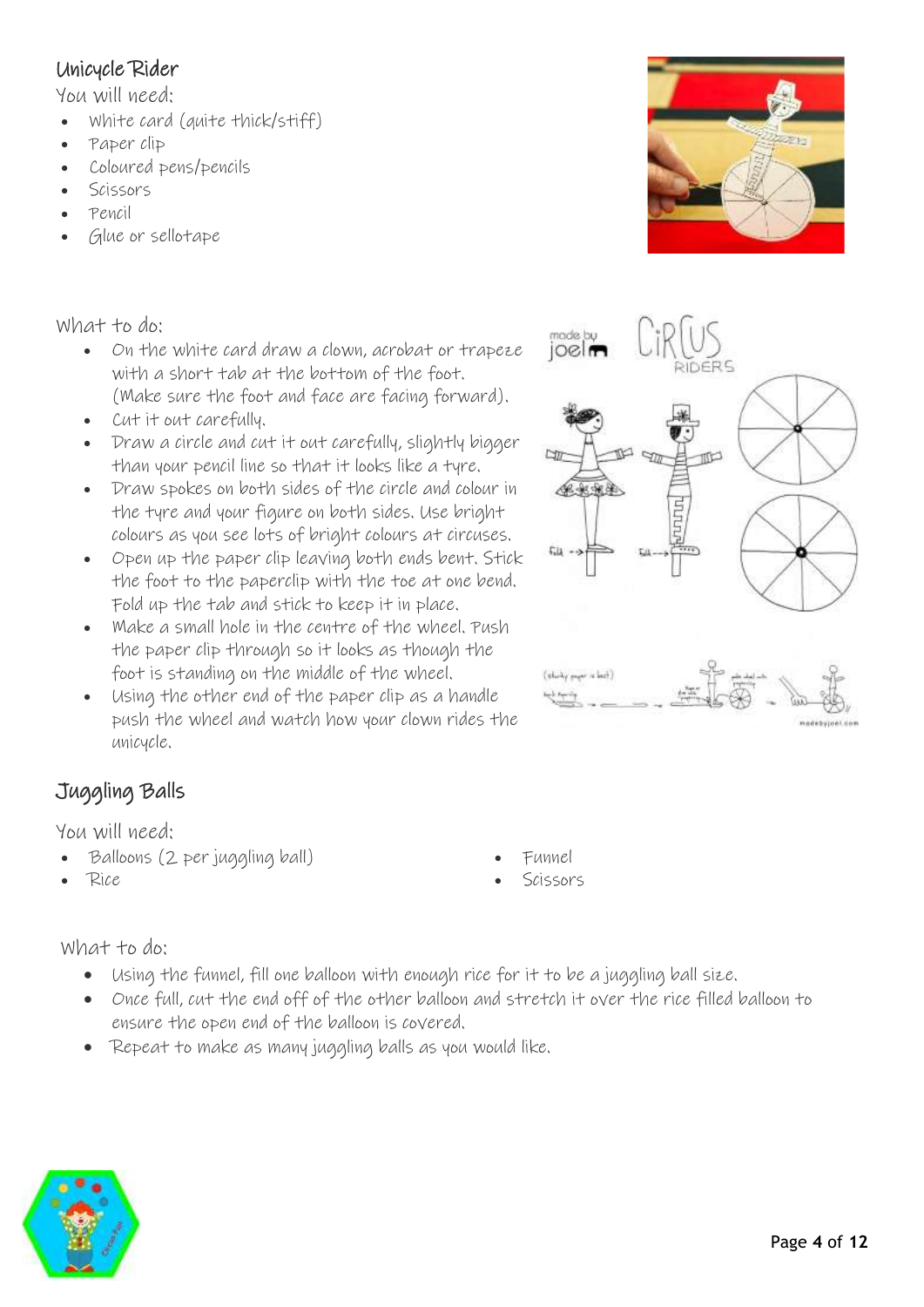## Unicycle Rider

You will need:

- White card (quite thick/stiff)
- Paper clip
- Coloured pens/pencils
- Scissors
- Pencil
- Glue or sellotape

What to do:

- On the white card draw a clown, acrobat or trapeze with a short tab at the bottom of the foot. (Make sure the foot and face are facing forward).
- Cut it out carefully.
- Draw a circle and cut it out carefully, slightly bigger than your pencil line so that it looks like a tyre.
- Draw spokes on both sides of the circle and colour in the tyre and your figure on both sides. Use bright colours as you see lots of bright colours at circuses.
- Open up the paper clip leaving both ends bent. Stick the foot to the paperclip with the toe at one bend. Fold up the tab and stick to keep it in place.
- Make a small hole in the centre of the wheel. Push the paper clip through so it looks as though the foot is standing on the middle of the wheel.
- Using the other end of the paper clip as a handle push the wheel and watch how your clown rides the unicycle.

## Juggling Balls

You will need:

- Balloons (2 per juggling ball)
- Rice
- Funnel
- Scissors

What to do:

- Using the funnel, fill one balloon with enough rice for it to be a juggling ball size.
- Once full, cut the end off of the other balloon and stretch it over the rice filled balloon to ensure the open end of the balloon is covered.
- Repeat to make as many juggling balls as you would like.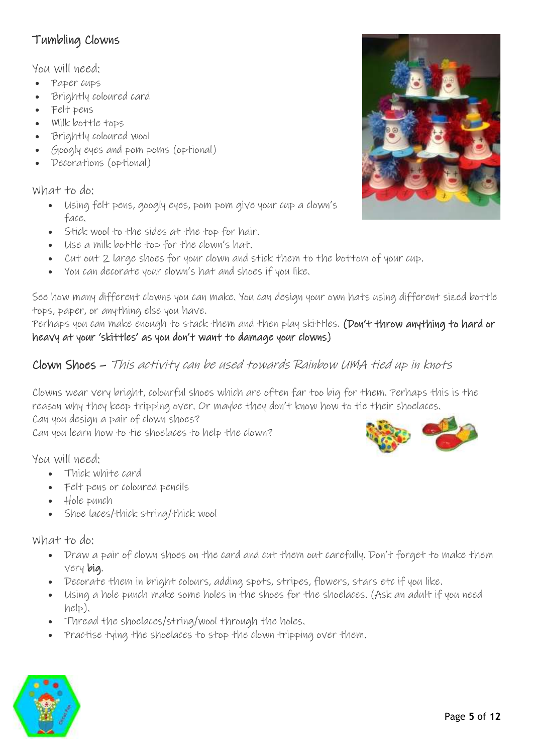## Tumbling Clowns

You will need:

- Paper cups
- Brightly coloured card
- Felt pens
- Milk bottle tops
- Brightly coloured wool
- Googly eyes and pom poms (optional)
- Decorations (optional)

What to do:

- Using felt pens, googly eyes, pom pom give your cup a clown's face.
- Stick wool to the sides at the top for hair.
- Use a milk bottle top for the clown's hat.
- Cut out 2 large shoes for your clown and stick them to the bottom of your cup.
- You can decorate your clown's hat and shoes if you like.

See how many different clowns you can make. You can design your own hats using different sized bottle tops, paper, or anything else you have.

Perhaps you can make enough to stack them and then play skittles. **(Don't throw anything to hard or heavy at your 'skittles' as you don't want to damage your clowns)**

## Clown Shoes – *This activity can be used towards Rainbow UMA tied up in knots*

Clowns wear very bright, colourful shoes which are often far too big for them. Perhaps this is the reason why they keep tripping over. Or maybe they don't know how to tie their shoelaces.

Can you design a pair of clown shoes?

Can you learn how to tie shoelaces to help the clown?

You will need:

- Thick white card
- Felt pens or coloured pencils
- Hole punch
- Shoe laces/thick string/thick wool

What to do:

- Draw a pair of clown shoes on the card and cut them out carefully. Don't forget to make them very **big**.
- Decorate them in bright colours, adding spots, stripes, flowers, stars etc if you like.
- Using a hole punch make some holes in the shoes for the shoelaces. (Ask an adult if you need help).
- Thread the shoelaces/string/wool through the holes.
- Practise tying the shoelaces to stop the clown tripping over them.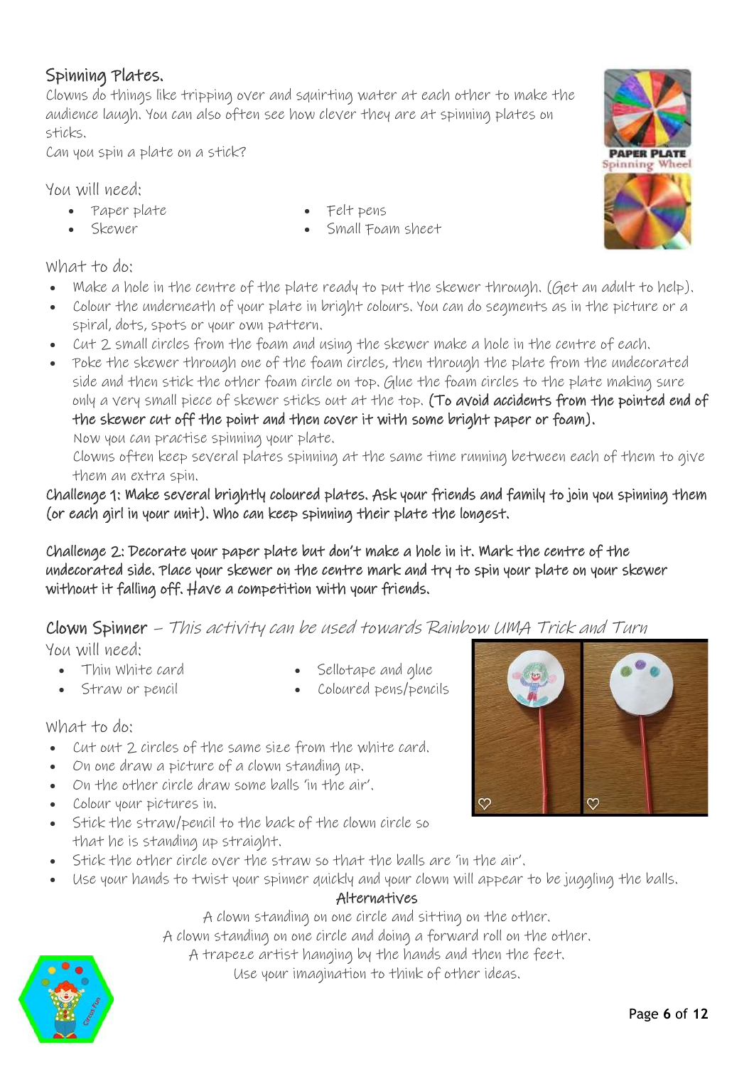## Spinning Plates.

Clowns do things like tripping over and squirting water at each other to make the audience laugh. You can also often see how clever they are at spinning plates on sticks.

Can you spin a plate on a stick?

You will need:

- Paper plate
- Skewer
- Felt pens
- Small Foam sheet

What to do:

- Make a hole in the centre of the plate ready to put the skewer through. (Get an adult to help).
- Colour the underneath of your plate in bright colours. You can do segments as in the picture or a spiral, dots, spots or your own pattern.
- Cut 2 small circles from the foam and using the skewer make a hole in the centre of each.
- Poke the skewer through one of the foam circles, then through the plate from the undecorated side and then stick the other foam circle on top. Glue the foam circles to the plate making sure only a very small piece of skewer sticks out at the top. **(To avoid accidents from the pointed end of the skewer cut off the point and then cover it with some bright paper or foam).**

  Now you can practise spinning your plate.

  Clowns often keep several plates spinning at the same time running between each of them to give them an extra spin.

**Challenge 1: Make several brightly coloured plates. Ask your friends and family to join you spinning them (or each girl in your unit). Who can keep spinning their plate the longest.**

**Challenge 2: Decorate your paper plate but don't make a hole in it. Mark the centre of the undecorated side. Place your skewer on the centre mark and try to spin your plate on your skewer without it falling off. Have a competition with your friends.**

## Clown Spinner – *This activity can be used towards Rainbow UMA Trick and Turn*

You will need:

- Thin white card
- Straw or pencil
- Sellotape and glue
- Coloured pens/pencils

What to do:

- Cut out 2 circles of the same size from the white card.
- On one draw a picture of a clown standing up.
- On the other circle draw some balls 'in the air'.
- Colour your pictures in.
- Stick the straw/pencil to the back of the clown circle so that he is standing up straight.
- Stick the other circle over the straw so that the balls are 'in the air'.
- Use your hands to twist your spinner quickly and your clown will appear to be juggling the balls.

**Alternatives**

A clown standing on one circle and sitting on the other.
A clown standing on one circle and doing a forward roll on the other.
A trapeze artist hanging by the hands and then the feet.
Use your imagination to think of other ideas.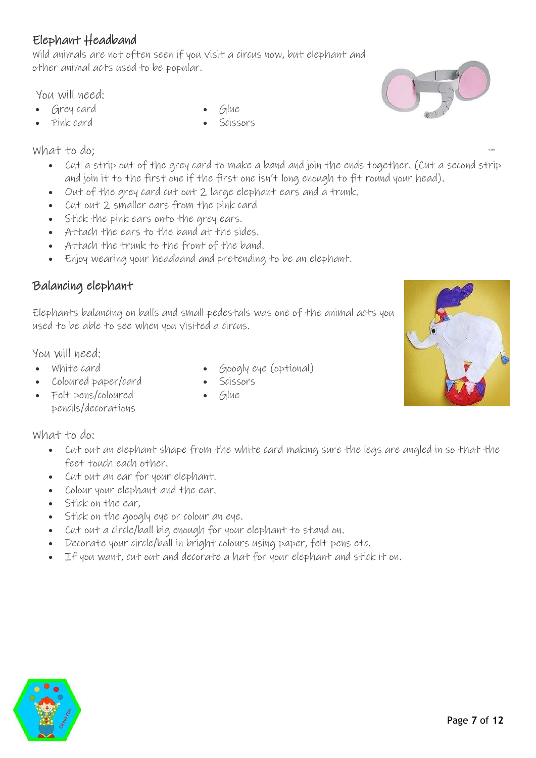## Elephant Headband

Wild animals are not often seen if you visit a circus now, but elephant and other animal acts used to be popular.

You will need:

- Grey card
- Pink card
- Glue
- Scissors

What to do;

- Cut a strip out of the grey card to make a band and join the ends together. (Cut a second strip and join it to the first one if the first one isn't long enough to fit round your head).
- Out of the grey card cut out 2 large elephant ears and a trunk.
- Cut out 2 smaller ears from the pink card
- Stick the pink ears onto the grey ears.
- Attach the ears to the band at the sides.
- Attach the trunk to the front of the band.
- Enjoy wearing your headband and pretending to be an elephant.

## Balancing elephant

Elephants balancing on balls and small pedestals was one of the animal acts you used to be able to see when you visited a circus.

You will need:

- White card
- Coloured paper/card
- Felt pens/coloured pencils/decorations
- Googly eye (optional)
- Scissors
- Glue

What to do:

- Cut out an elephant shape from the white card making sure the legs are angled in so that the feet touch each other.
- Cut out an ear for your elephant.
- Colour your elephant and the ear.
- Stick on the ear,
- Stick on the googly eye or colour an eye.
- Cut out a circle/ball big enough for your elephant to stand on.
- Decorate your circle/ball in bright colours using paper, felt pens etc.
- If you want, cut out and decorate a hat for your elephant and stick it on.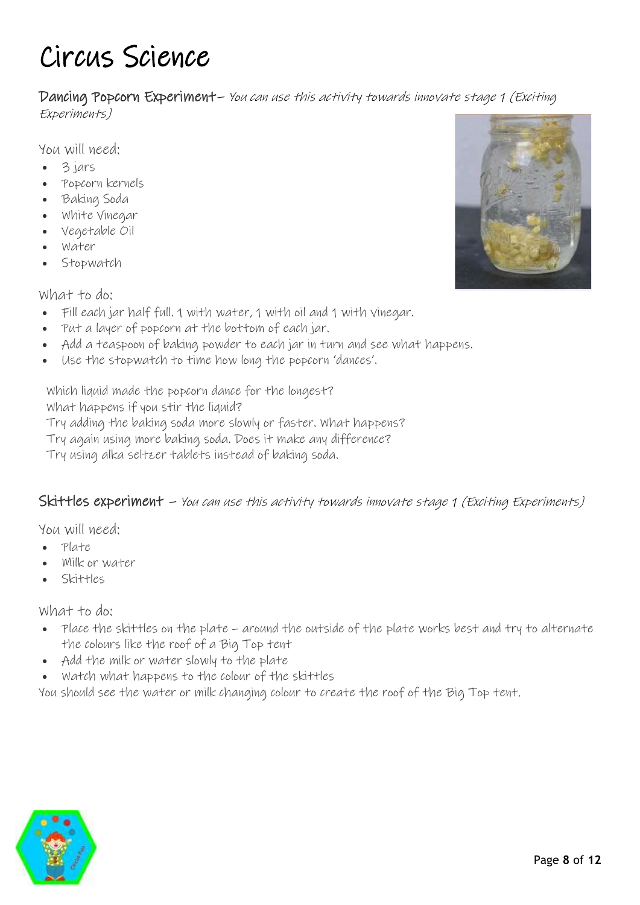# Circus Science

**Dancing Popcorn Experiment**– *You can use this activity towards innovate stage 1 (Exciting Experiments)*

You will need:

- 3 jars
- Popcorn kernels
- Baking Soda
- White Vinegar
- Vegetable Oil
- Water
- Stopwatch

What to do:

- Fill each jar half full, 1 with water, 1 with oil and 1 with vinegar.
- Put a layer of popcorn at the bottom of each jar.
- Add a teaspoon of baking powder to each jar in turn and see what happens.
- Use the stopwatch to time how long the popcorn 'dances'.

Which liquid made the popcorn dance for the longest?
What happens if you stir the liquid?
Try adding the baking soda more slowly or faster. What happens?
Try again using more baking soda. Does it make any difference?
Try using alka seltzer tablets instead of baking soda.

**Skittles experiment** – *You can use this activity towards innovate stage 1 (Exciting Experiments)*

You will need:

- Plate
- Milk or water
- Skittles

What to do:

- Place the skittles on the plate – around the outside of the plate works best and try to alternate the colours like the roof of a Big Top tent
- Add the milk or water slowly to the plate
- Watch what happens to the colour of the skittles

You should see the water or milk changing colour to create the roof of the Big Top tent.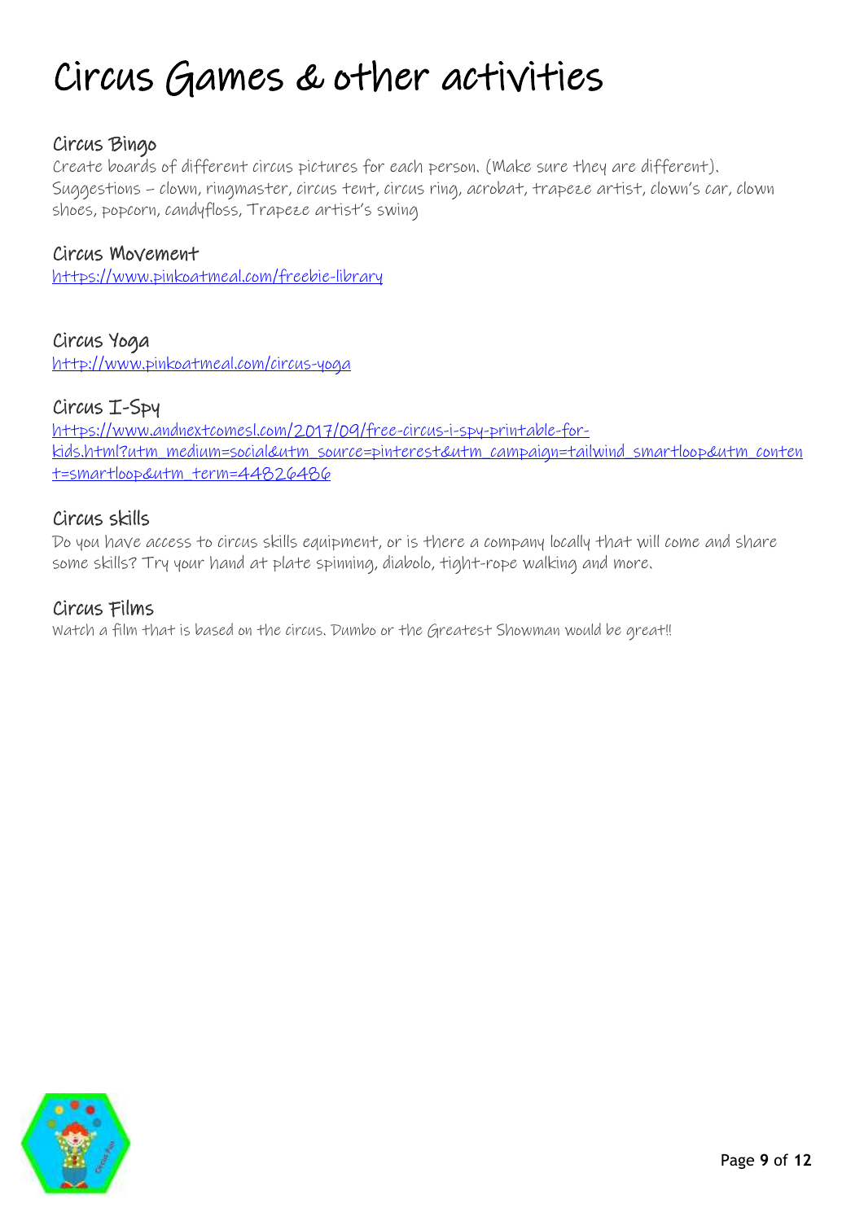# Circus Games & other activities

## Circus Bingo

Create boards of different circus pictures for each person. (Make sure they are different). Suggestions – clown, ringmaster, circus tent, circus ring, acrobat, trapeze artist, clown's car, clown shoes, popcorn, candyfloss, Trapeze artist's swing

## Circus Movement

https://www.pinkoatmeal.com/freebie-library

## Circus Yoga

http://www.pinkoatmeal.com/circus-yoga

## Circus I-Spy

https://www.andnextcomesl.com/2017/09/free-circus-i-spy-printable-for-kids.html?utm_medium=social&utm_source=pinterest&utm_campaign=tailwind_smartloop&utm_content=smartloop&utm_term=44826486

## Circus skills

Do you have access to circus skills equipment, or is there a company locally that will come and share some skills? Try your hand at plate spinning, diabolo, tight-rope walking and more.

## Circus Films

Watch a film that is based on the circus. Dumbo or the Greatest Showman would be great!!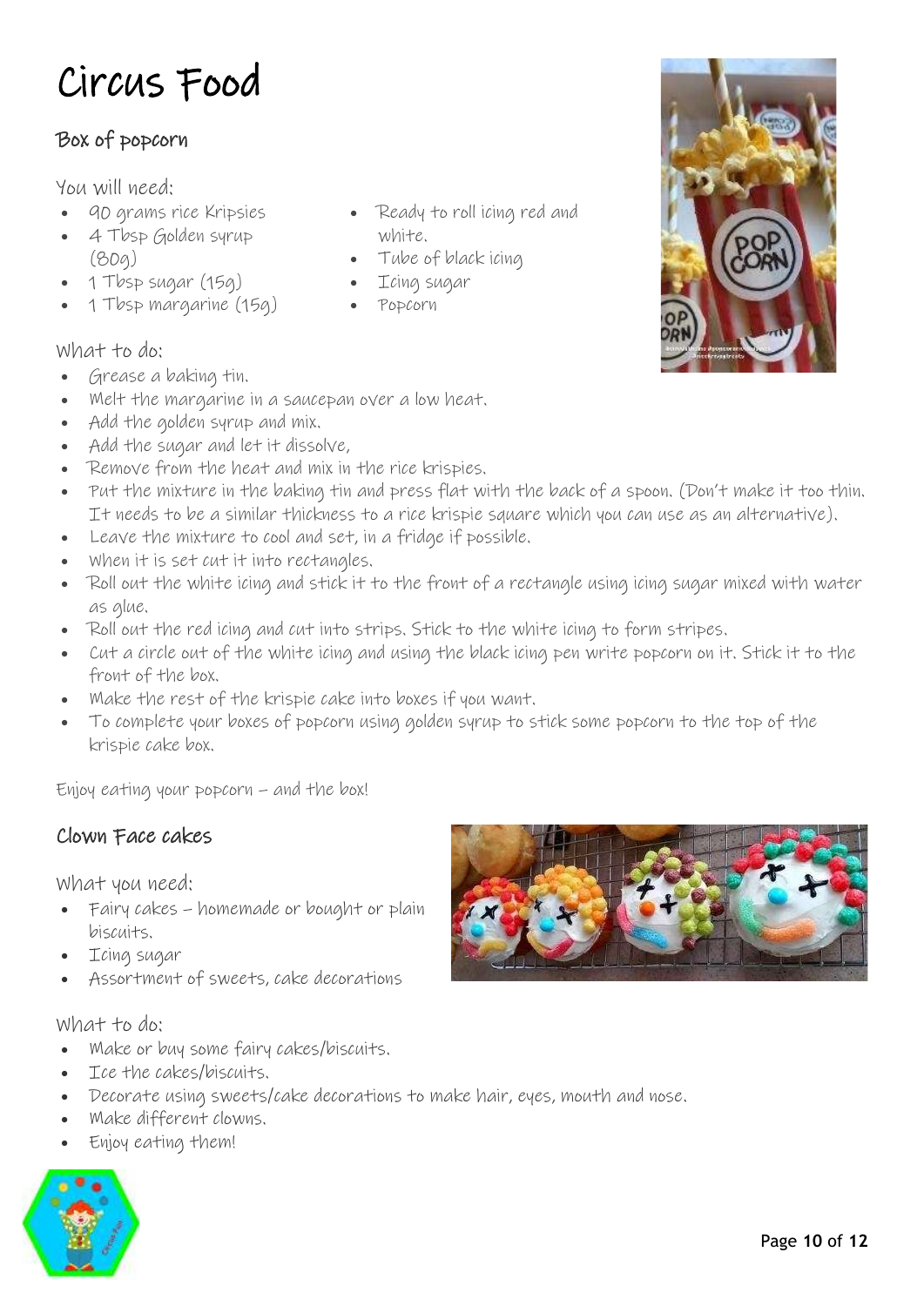# Circus Food

## Box of popcorn

You will need:

- 90 grams rice Kripsies
- 4 Tbsp Golden syrup (80g)
- 1 Tbsp sugar (15g)
- 1 Tbsp margarine (15g)
- Ready to roll icing red and white.
- Tube of black icing
- Icing sugar
- Popcorn

What to do:

- Grease a baking tin.
- Melt the margarine in a saucepan over a low heat.
- Add the golden syrup and mix.
- Add the sugar and let it dissolve,
- Remove from the heat and mix in the rice krispies.
- Put the mixture in the baking tin and press flat with the back of a spoon. (Don't make it too thin. It needs to be a similar thickness to a rice krispie square which you can use as an alternative).
- Leave the mixture to cool and set, in a fridge if possible.
- When it is set cut it into rectangles.
- Roll out the white icing and stick it to the front of a rectangle using icing sugar mixed with water as glue.
- Roll out the red icing and cut into strips. Stick to the white icing to form stripes.
- Cut a circle out of the white icing and using the black icing pen write popcorn on it. Stick it to the front of the box.
- Make the rest of the krispie cake into boxes if you want.
- To complete your boxes of popcorn using golden syrup to stick some popcorn to the top of the krispie cake box.

Enjoy eating your popcorn – and the box!

## Clown Face cakes

What you need:

- Fairy cakes – homemade or bought or plain biscuits.
- Icing sugar
- Assortment of sweets, cake decorations

What to do:

- Make or buy some fairy cakes/biscuits.
- Ice the cakes/biscuits.
- Decorate using sweets/cake decorations to make hair, eyes, mouth and nose.
- Make different clowns.
- Enjoy eating them!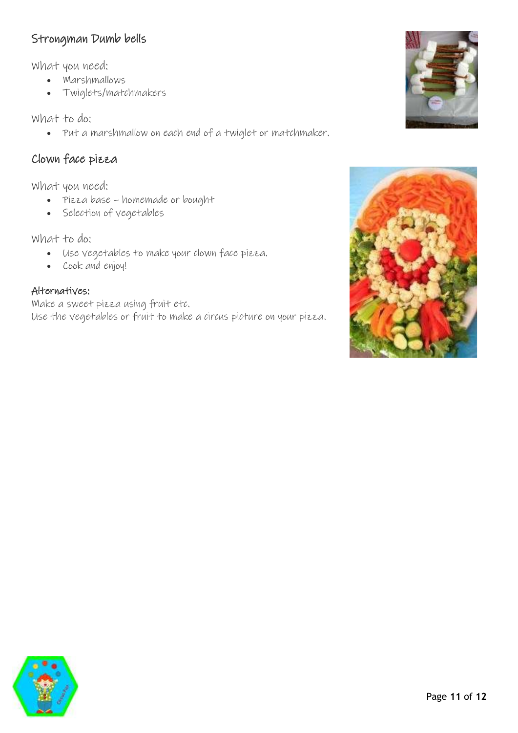## Strongman Dumb bells

What you need:

- Marshmallows
- Twiglets/matchmakers

What to do:

- Put a marshmallow on each end of a twiglet or matchmaker.

## Clown face pizza

What you need:

- Pizza base – homemade or bought
- Selection of vegetables

What to do:

- Use vegetables to make your clown face pizza.
- Cook and enjoy!

### Alternatives:

Make a sweet pizza using fruit etc.
Use the vegetables or fruit to make a circus picture on your pizza.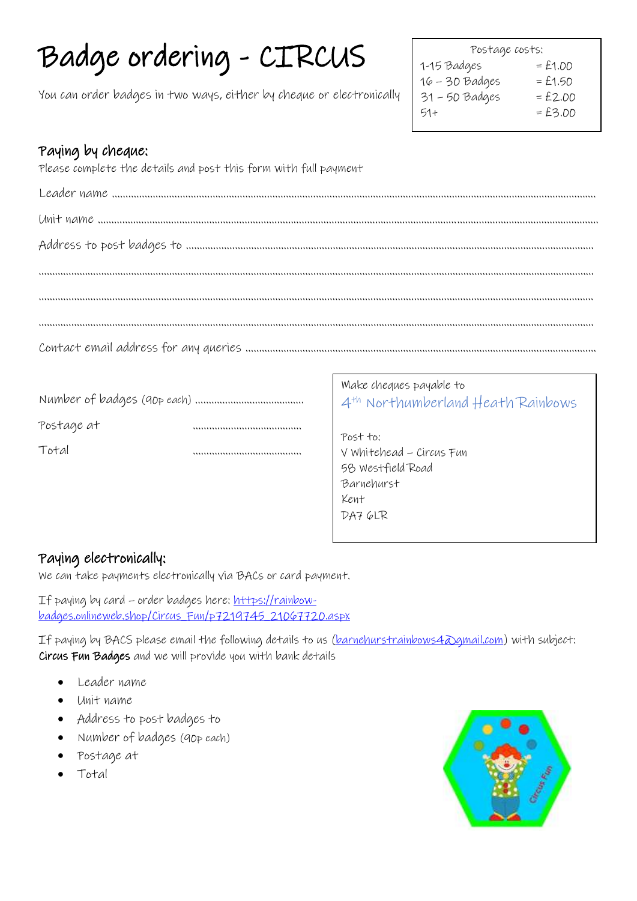# Badge ordering - CIRCUS

You can order badges in two ways, either by cheque or electronically

| Postage costs: | |
|---|---|
| 1-15 Badges | = £1.00 |
| 16 – 30 Badges | = £1.50 |
| 31 – 50 Badges | = £2.00 |
| 51+ | = £3.00 |

## Paying by cheque:

Please complete the details and post this form with full payment

Leader name ..........................................................................................................

Unit name ..........................................................................................................

Address to post badges to ..........................................................................................................

..........................................................................................................

..........................................................................................................

..........................................................................................................

Contact email address for any queries ..........................................................................................................

Number of badges (90p each) ..........................................

Postage at ..........................................

Total ..........................................

Make cheques payable to
4th Northumberland Heath Rainbows

Post to:
V Whitehead – Circus Fun
58 Westfield Road
Barnehurst
Kent
DA7 6LR

## Paying electronically:

We can take payments electronically via BACs or card payment.

If paying by card – order badges here: https://rainbow-badges.onlineweb.shop/Circus_Fun/p7219745_21067720.aspx

If paying by BACS please email the following details to us (barnehurstrainbows4@gmail.com) with subject: **Circus Fun Badges** and we will provide you with bank details

- Leader name
- Unit name
- Address to post badges to
- Number of badges (90p each)
- Postage at
- Total